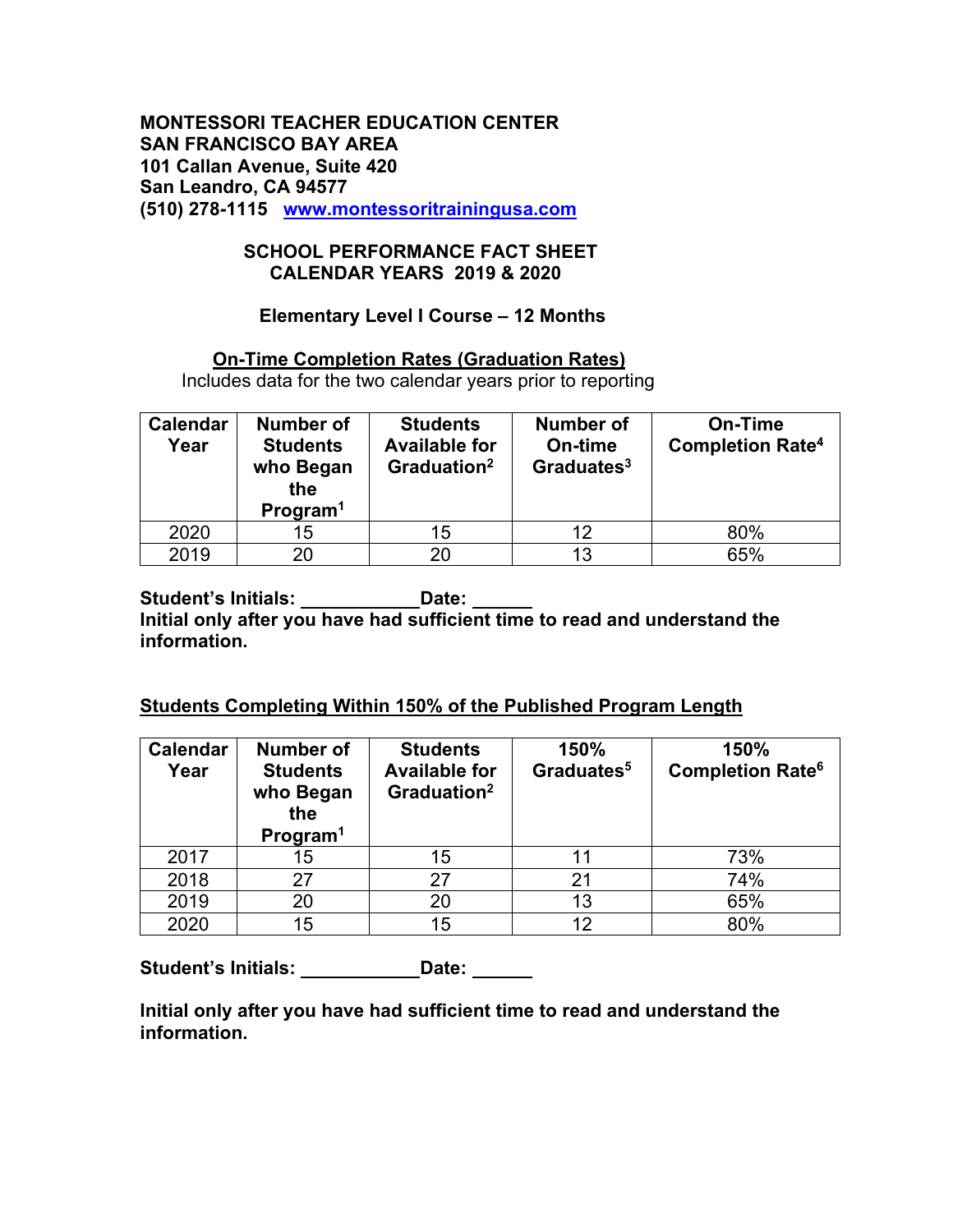**MONTESSORI TEACHER EDUCATION CENTER**
**SAN FRANCISCO BAY AREA**
**101 Callan Avenue, Suite 420**
**San Leandro, CA 94577**
**(510) 278-1115 [www.montessoritrainingusa.com](http://www.montessoritrainingusa.com)**

## SCHOOL PERFORMANCE FACT SHEET
## CALENDAR YEARS 2019 & 2020

### Elementary Level I Course – 12 Months

**On-Time Completion Rates (Graduation Rates)**

Includes data for the two calendar years prior to reporting

| Calendar Year | Number of Students who Began the Program[1] | Students Available for Graduation[2] | Number of On-time Graduates[3] | On-Time Completion Rate[4] |
|---|---|---|---|---|
| 2020 | 15 | 15 | 12 | 80% |
| 2019 | 20 | 20 | 13 | 65% |

**Student's Initials: ____________ Date: ______**
**Initial only after you have had sufficient time to read and understand the information.**

**Students Completing Within 150% of the Published Program Length**

| Calendar Year | Number of Students who Began the Program[1] | Students Available for Graduation[2] | 150% Graduates[5] | 150% Completion Rate[6] |
|---|---|---|---|---|
| 2017 | 15 | 15 | 11 | 73% |
| 2018 | 27 | 27 | 21 | 74% |
| 2019 | 20 | 20 | 13 | 65% |
| 2020 | 15 | 15 | 12 | 80% |

**Student's Initials: ____________ Date: ______**

**Initial only after you have had sufficient time to read and understand the information.**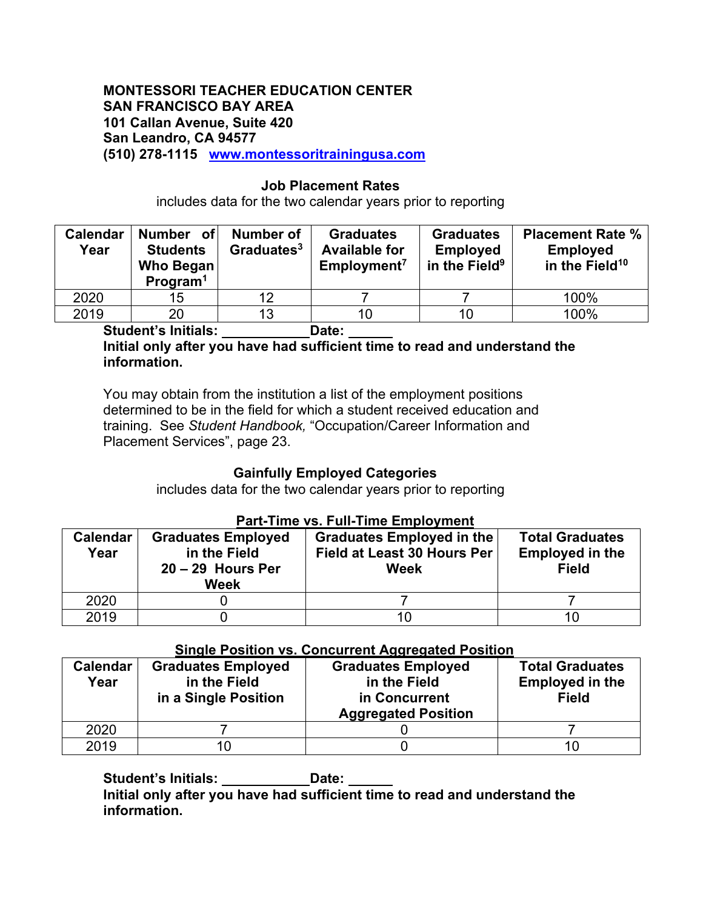**MONTESSORI TEACHER EDUCATION CENTER**
**SAN FRANCISCO BAY AREA**
**101 Callan Avenue, Suite 420**
**San Leandro, CA 94577**
**(510) 278-1115 [www.montessoritrainingusa.com](http://www.montessoritrainingusa.com)**

**Job Placement Rates**

includes data for the two calendar years prior to reporting

| Calendar Year | Number of Students Who Began Program[1] | Number of Graduates[3] | Graduates Available for Employment[7] | Graduates Employed in the Field[9] | Placement Rate % Employed in the Field[10] |
|---|---|---|---|---|---|
| 2020 | 15 | 12 | 7 | 7 | 100% |
| 2019 | 20 | 13 | 10 | 10 | 100% |

**Student's Initials: ____________ Date: ______**

**Initial only after you have had sufficient time to read and understand the information.**

You may obtain from the institution a list of the employment positions determined to be in the field for which a student received education and training. See *Student Handbook,* "Occupation/Career Information and Placement Services", page 23.

**Gainfully Employed Categories**

includes data for the two calendar years prior to reporting

**Part-Time vs. Full-Time Employment**

| Calendar Year | Graduates Employed in the Field 20 – 29 Hours Per Week | Graduates Employed in the Field at Least 30 Hours Per Week | Total Graduates Employed in the Field |
|---|---|---|---|
| 2020 | 0 | 7 | 7 |
| 2019 | 0 | 10 | 10 |

**Single Position vs. Concurrent Aggregated Position**

| Calendar Year | Graduates Employed in the Field in a Single Position | Graduates Employed in the Field in Concurrent Aggregated Position | Total Graduates Employed in the Field |
|---|---|---|---|
| 2020 | 7 | 0 | 7 |
| 2019 | 10 | 0 | 10 |

**Student's Initials: ____________ Date: ______**

**Initial only after you have had sufficient time to read and understand the information.**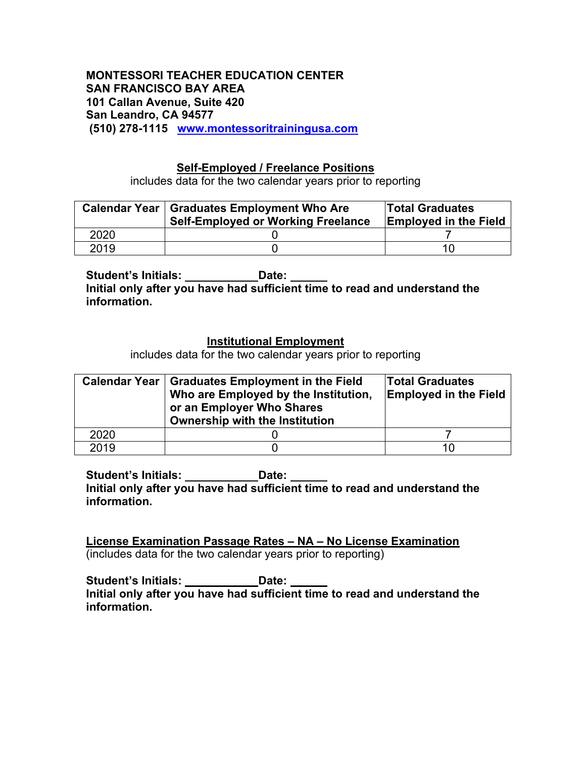**MONTESSORI TEACHER EDUCATION CENTER**
**SAN FRANCISCO BAY AREA**
**101 Callan Avenue, Suite 420**
**San Leandro, CA 94577**
**(510) 278-1115** [www.montessoritrainingusa.com](http://www.montessoritrainingusa.com)

## Self-Employed / Freelance Positions

includes data for the two calendar years prior to reporting

| Calendar Year | Graduates Employment Who Are Self-Employed or Working Freelance | Total Graduates Employed in the Field |
|---|---|---|
| 2020 | 0 | 7 |
| 2019 | 0 | 10 |

**Student's Initials: ____________Date: ______**
**Initial only after you have had sufficient time to read and understand the information.**

## Institutional Employment

includes data for the two calendar years prior to reporting

| Calendar Year | Graduates Employment in the Field Who are Employed by the Institution, or an Employer Who Shares Ownership with the Institution | Total Graduates Employed in the Field |
|---|---|---|
| 2020 | 0 | 7 |
| 2019 | 0 | 10 |

**Student's Initials: ____________Date: ______**
**Initial only after you have had sufficient time to read and understand the information.**

## License Examination Passage Rates – NA – No License Examination

(includes data for the two calendar years prior to reporting)

**Student's Initials: ____________Date: ______**
**Initial only after you have had sufficient time to read and understand the information.**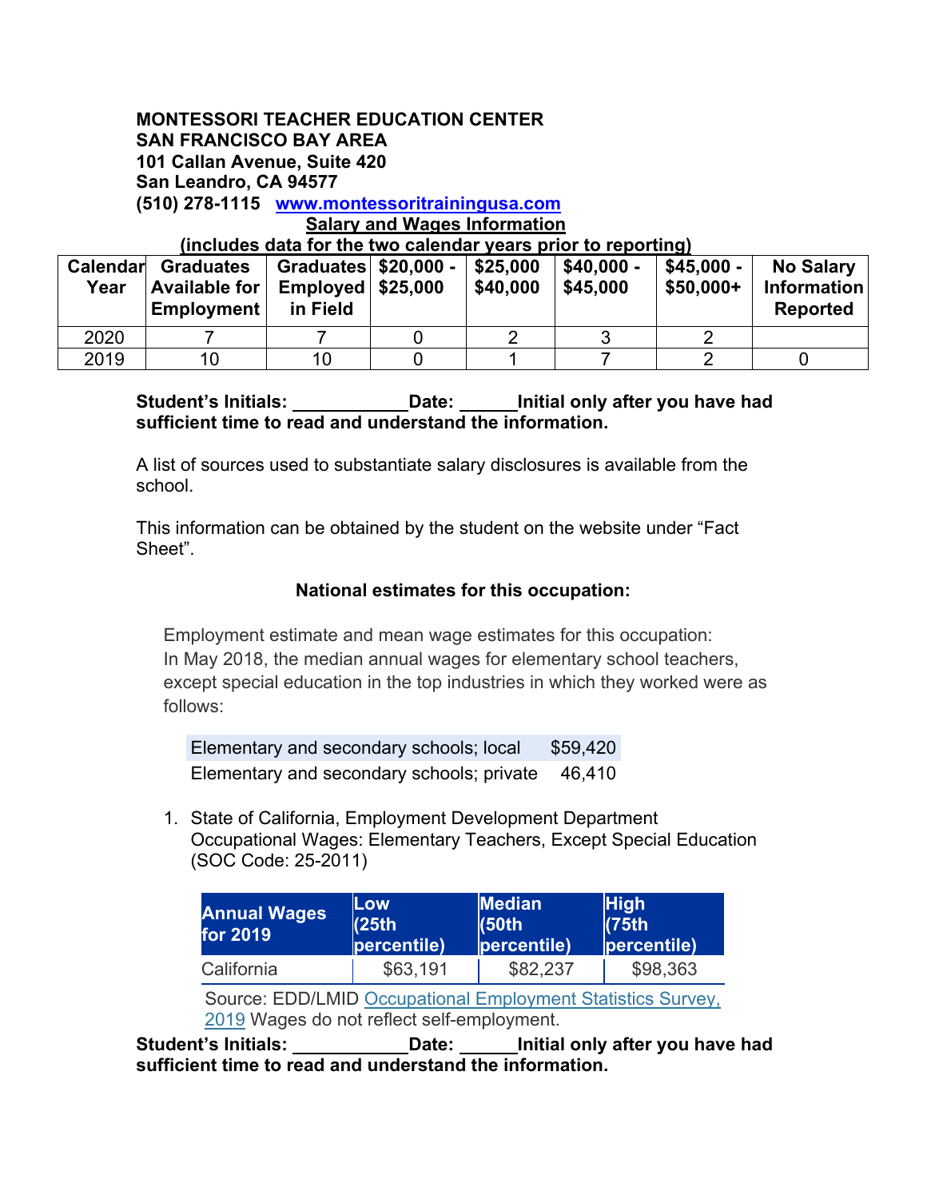**MONTESSORI TEACHER EDUCATION CENTER**
**SAN FRANCISCO BAY AREA**
**101 Callan Avenue, Suite 420**
**San Leandro, CA 94577**
**(510) 278-1115** [**www.montessoritrainingusa.com**](http://www.montessoritrainingusa.com)

**Salary and Wages Information**
**(includes data for the two calendar years prior to reporting)**

| Calendar Year | Graduates Available for Employment | Graduates Employed in Field | $20,000 - $25,000 | $25,000 $40,000 | $40,000 - $45,000 | $45,000 - $50,000+ | No Salary Information Reported |
|---|---|---|---|---|---|---|---|
| 2020 | 7 | 7 | 0 | 2 | 3 | 2 | |
| 2019 | 10 | 10 | 0 | 1 | 7 | 2 | 0 |

**Student's Initials: ___________Date: ______Initial only after you have had sufficient time to read and understand the information.**

A list of sources used to substantiate salary disclosures is available from the school.

This information can be obtained by the student on the website under "Fact Sheet".

**National estimates for this occupation:**

Employment estimate and mean wage estimates for this occupation:
In May 2018, the median annual wages for elementary school teachers, except special education in the top industries in which they worked were as follows:

| | |
|---|---|
| Elementary and secondary schools; local | $59,420 |
| Elementary and secondary schools; private | 46,410 |

1. State of California, Employment Development Department Occupational Wages: Elementary Teachers, Except Special Education (SOC Code: 25-2011)

| Annual Wages for 2019 | Low (25th percentile) | Median (50th percentile) | High (75th percentile) |
|---|---|---|---|
| California | $63,191 | $82,237 | $98,363 |

Source: EDD/LMID Occupational Employment Statistics Survey, 2019 Wages do not reflect self-employment.

**Student's Initials: ___________Date: ______Initial only after you have had sufficient time to read and understand the information.**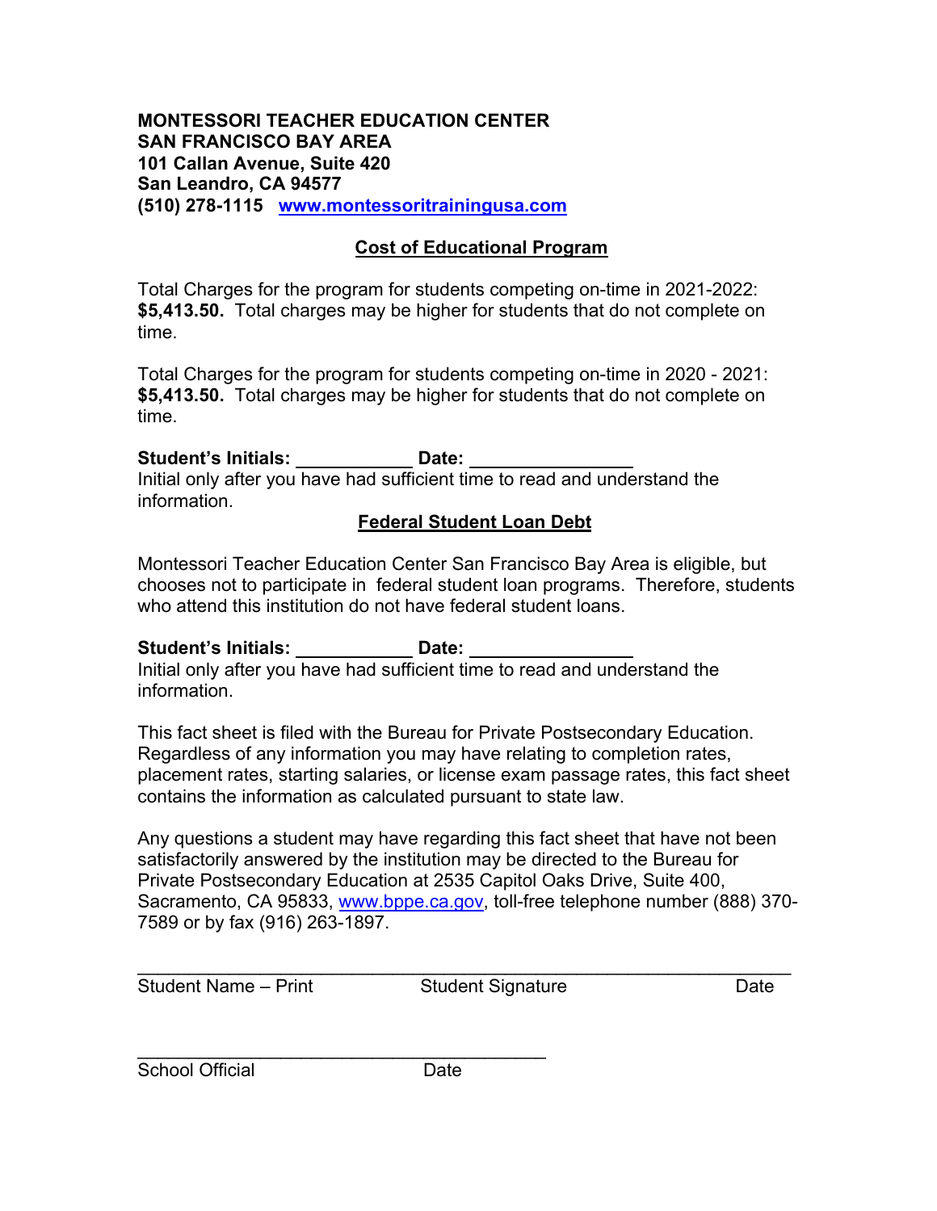**MONTESSORI TEACHER EDUCATION CENTER**
**SAN FRANCISCO BAY AREA**
**101 Callan Avenue, Suite 420**
**San Leandro, CA 94577**
**(510) 278-1115 [www.montessoritrainingusa.com](http://www.montessoritrainingusa.com)**

## Cost of Educational Program

Total Charges for the program for students competing on-time in 2021-2022: **$5,413.50.** Total charges may be higher for students that do not complete on time.

Total Charges for the program for students competing on-time in 2020 - 2021: **$5,413.50.** Total charges may be higher for students that do not complete on time.

**Student's Initials: ___________ Date: _______________**
Initial only after you have had sufficient time to read and understand the information.

## Federal Student Loan Debt

Montessori Teacher Education Center San Francisco Bay Area is eligible, but chooses not to participate in federal student loan programs. Therefore, students who attend this institution do not have federal student loans.

**Student's Initials: ___________ Date: _______________**
Initial only after you have had sufficient time to read and understand the information.

This fact sheet is filed with the Bureau for Private Postsecondary Education. Regardless of any information you may have relating to completion rates, placement rates, starting salaries, or license exam passage rates, this fact sheet contains the information as calculated pursuant to state law.

Any questions a student may have regarding this fact sheet that have not been satisfactorily answered by the institution may be directed to the Bureau for Private Postsecondary Education at 2535 Capitol Oaks Drive, Suite 400, Sacramento, CA 95833, [www.bppe.ca.gov](http://www.bppe.ca.gov), toll-free telephone number (888) 370-7589 or by fax (916) 263-1897.

_______________________________________________________________

Student Name – Print          Student Signature          Date

________________________________________

School Official          Date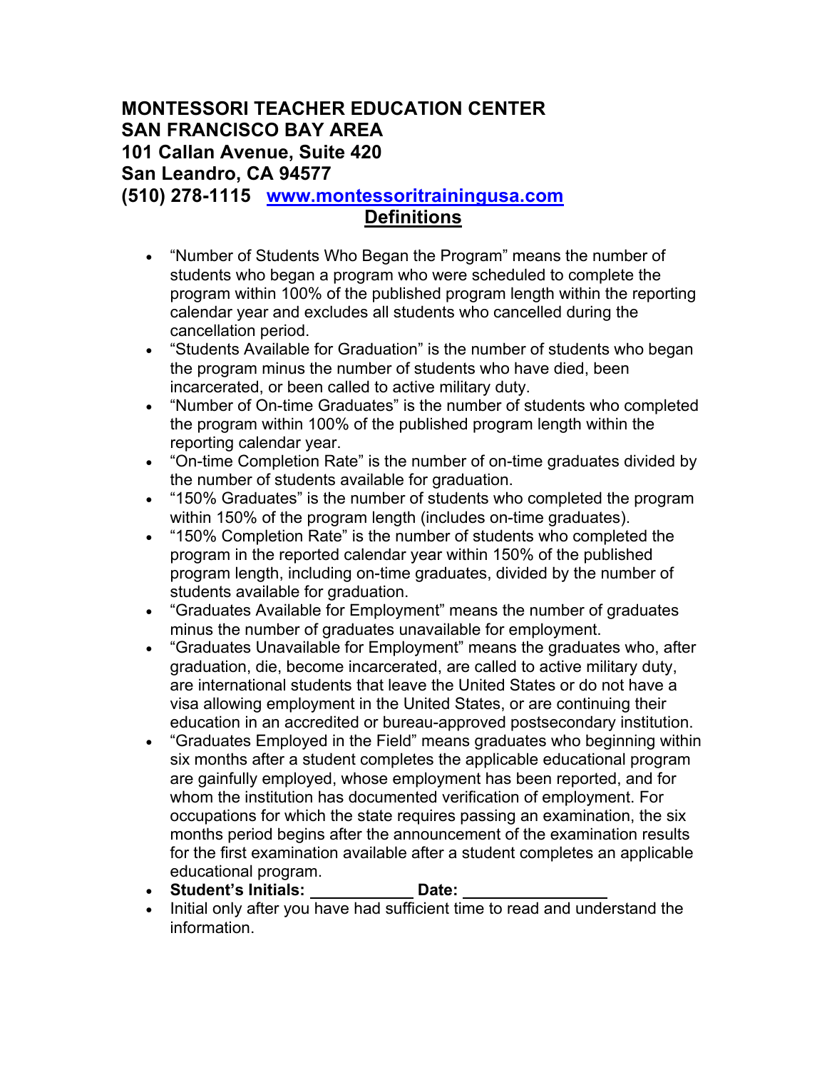**MONTESSORI TEACHER EDUCATION CENTER**
**SAN FRANCISCO BAY AREA**
**101 Callan Avenue, Suite 420**
**San Leandro, CA 94577**
**(510) 278-1115 [www.montessoritrainingusa.com](http://www.montessoritrainingusa.com)**

## Definitions

- "Number of Students Who Began the Program" means the number of students who began a program who were scheduled to complete the program within 100% of the published program length within the reporting calendar year and excludes all students who cancelled during the cancellation period.
- "Students Available for Graduation" is the number of students who began the program minus the number of students who have died, been incarcerated, or been called to active military duty.
- "Number of On-time Graduates" is the number of students who completed the program within 100% of the published program length within the reporting calendar year.
- "On-time Completion Rate" is the number of on-time graduates divided by the number of students available for graduation.
- "150% Graduates" is the number of students who completed the program within 150% of the program length (includes on-time graduates).
- "150% Completion Rate" is the number of students who completed the program in the reported calendar year within 150% of the published program length, including on-time graduates, divided by the number of students available for graduation.
- "Graduates Available for Employment" means the number of graduates minus the number of graduates unavailable for employment.
- "Graduates Unavailable for Employment" means the graduates who, after graduation, die, become incarcerated, are called to active military duty, are international students that leave the United States or do not have a visa allowing employment in the United States, or are continuing their education in an accredited or bureau-approved postsecondary institution.
- "Graduates Employed in the Field" means graduates who beginning within six months after a student completes the applicable educational program are gainfully employed, whose employment has been reported, and for whom the institution has documented verification of employment. For occupations for which the state requires passing an examination, the six months period begins after the announcement of the examination results for the first examination available after a student completes an applicable educational program.
- **Student's Initials: ___________ Date: _______________**
- Initial only after you have had sufficient time to read and understand the information.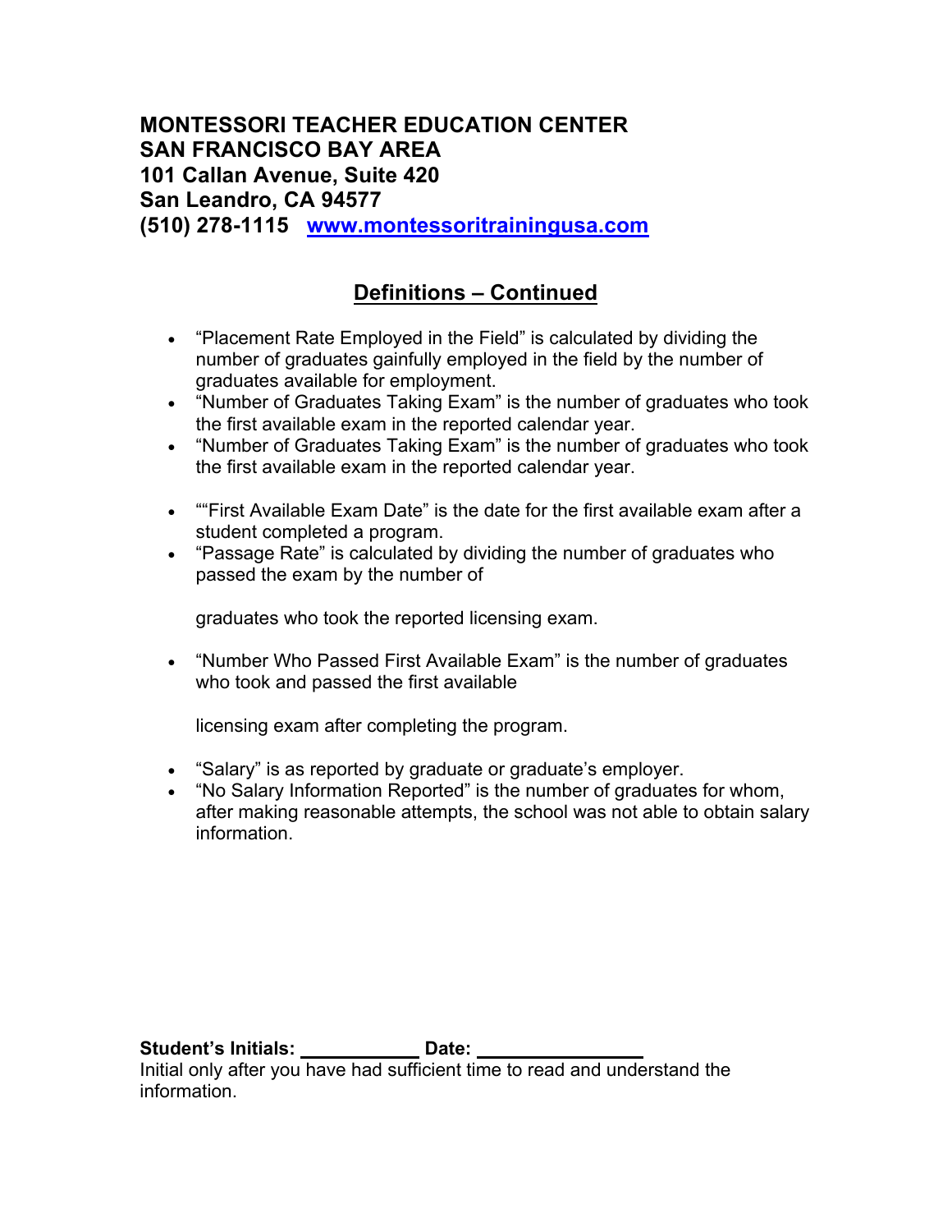**MONTESSORI TEACHER EDUCATION CENTER**
**SAN FRANCISCO BAY AREA**
**101 Callan Avenue, Suite 420**
**San Leandro, CA 94577**
**(510) 278-1115 [www.montessoritrainingusa.com](http://www.montessoritrainingusa.com)**

## Definitions – Continued

- "Placement Rate Employed in the Field" is calculated by dividing the number of graduates gainfully employed in the field by the number of graduates available for employment.
- "Number of Graduates Taking Exam" is the number of graduates who took the first available exam in the reported calendar year.
- "Number of Graduates Taking Exam" is the number of graduates who took the first available exam in the reported calendar year.

- ""First Available Exam Date" is the date for the first available exam after a student completed a program.
- "Passage Rate" is calculated by dividing the number of graduates who passed the exam by the number of

  graduates who took the reported licensing exam.

- "Number Who Passed First Available Exam" is the number of graduates who took and passed the first available

  licensing exam after completing the program.

- "Salary" is as reported by graduate or graduate's employer.
- "No Salary Information Reported" is the number of graduates for whom, after making reasonable attempts, the school was not able to obtain salary information.

**Student's Initials:** ___________ **Date:** _______________
Initial only after you have had sufficient time to read and understand the information.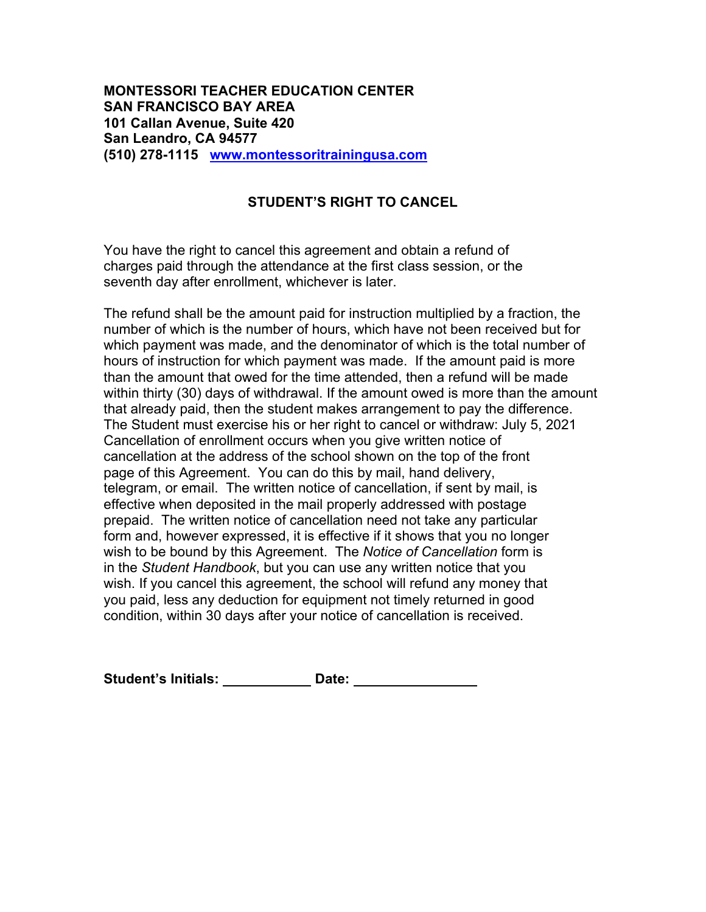**MONTESSORI TEACHER EDUCATION CENTER**
**SAN FRANCISCO BAY AREA**
**101 Callan Avenue, Suite 420**
**San Leandro, CA 94577**
**(510) 278-1115 [www.montessoritrainingusa.com](http://www.montessoritrainingusa.com)**

## STUDENT'S RIGHT TO CANCEL

You have the right to cancel this agreement and obtain a refund of charges paid through the attendance at the first class session, or the seventh day after enrollment, whichever is later.

The refund shall be the amount paid for instruction multiplied by a fraction, the number of which is the number of hours, which have not been received but for which payment was made, and the denominator of which is the total number of hours of instruction for which payment was made. If the amount paid is more than the amount that owed for the time attended, then a refund will be made within thirty (30) days of withdrawal. If the amount owed is more than the amount that already paid, then the student makes arrangement to pay the difference. The Student must exercise his or her right to cancel or withdraw: July 5, 2021 Cancellation of enrollment occurs when you give written notice of cancellation at the address of the school shown on the top of the front page of this Agreement. You can do this by mail, hand delivery, telegram, or email. The written notice of cancellation, if sent by mail, is effective when deposited in the mail properly addressed with postage prepaid. The written notice of cancellation need not take any particular form and, however expressed, it is effective if it shows that you no longer wish to be bound by this Agreement. The *Notice of Cancellation* form is in the *Student Handbook*, but you can use any written notice that you wish. If you cancel this agreement, the school will refund any money that you paid, less any deduction for equipment not timely returned in good condition, within 30 days after your notice of cancellation is received.

**Student's Initials:** ____________ **Date:** ________________